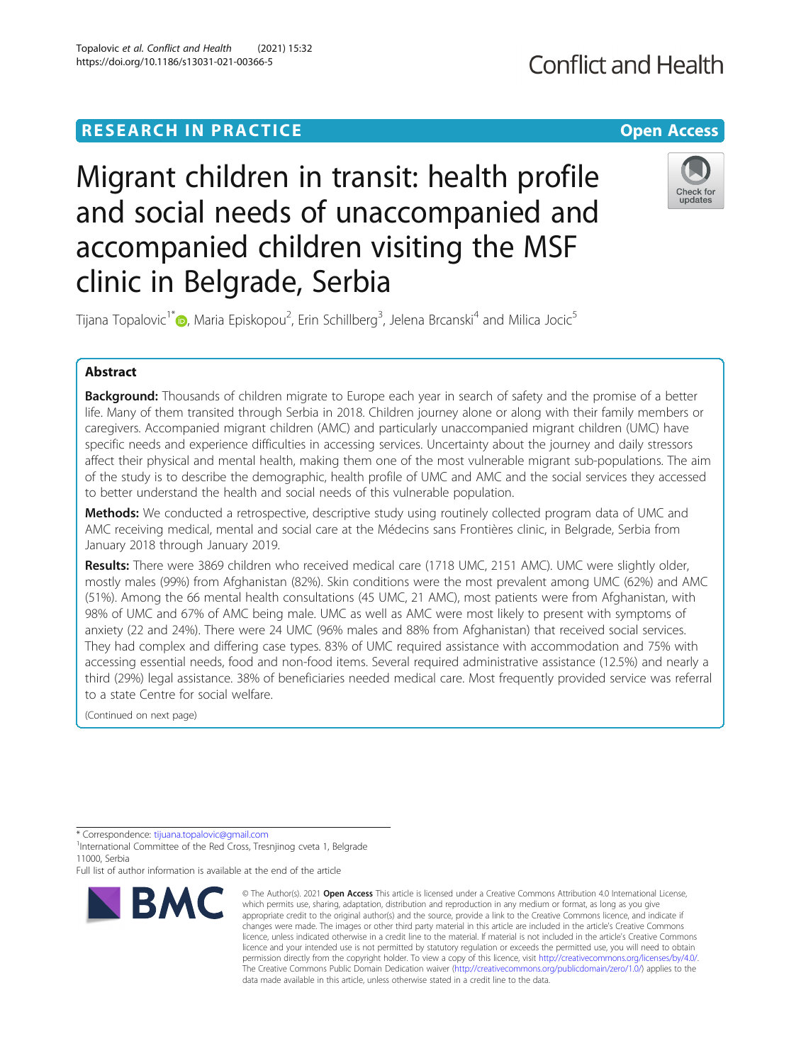RESEARCH IN PRACTICE

Open Access

# Migrant children in transit: health profile and social needs of unaccompanied and accompanied children visiting the MSF clinic in Belgrade, Serbia

Tijana Topalovic[1*], Maria Episkopou[2], Erin Schillberg[3], Jelena Brcanski[4] and Milica Jocic[5]

## Abstract

**Background:** Thousands of children migrate to Europe each year in search of safety and the promise of a better life. Many of them transited through Serbia in 2018. Children journey alone or along with their family members or caregivers. Accompanied migrant children (AMC) and particularly unaccompanied migrant children (UMC) have specific needs and experience difficulties in accessing services. Uncertainty about the journey and daily stressors affect their physical and mental health, making them one of the most vulnerable migrant sub-populations. The aim of the study is to describe the demographic, health profile of UMC and AMC and the social services they accessed to better understand the health and social needs of this vulnerable population.

**Methods:** We conducted a retrospective, descriptive study using routinely collected program data of UMC and AMC receiving medical, mental and social care at the Médecins sans Frontières clinic, in Belgrade, Serbia from January 2018 through January 2019.

**Results:** There were 3869 children who received medical care (1718 UMC, 2151 AMC). UMC were slightly older, mostly males (99%) from Afghanistan (82%). Skin conditions were the most prevalent among UMC (62%) and AMC (51%). Among the 66 mental health consultations (45 UMC, 21 AMC), most patients were from Afghanistan, with 98% of UMC and 67% of AMC being male. UMC as well as AMC were most likely to present with symptoms of anxiety (22 and 24%). There were 24 UMC (96% males and 88% from Afghanistan) that received social services. They had complex and differing case types. 83% of UMC required assistance with accommodation and 75% with accessing essential needs, food and non-food items. Several required administrative assistance (12.5%) and nearly a third (29%) legal assistance. 38% of beneficiaries needed medical care. Most frequently provided service was referral to a state Centre for social welfare.

(Continued on next page)

* Correspondence: tijana.topalovic@gmail.com
[1]International Committee of the Red Cross, Tresnjinog cveta 1, Belgrade 11000, Serbia
Full list of author information is available at the end of the article

© The Author(s). 2021 **Open Access** This article is licensed under a Creative Commons Attribution 4.0 International License, which permits use, sharing, adaptation, distribution and reproduction in any medium or format, as long as you give appropriate credit to the original author(s) and the source, provide a link to the Creative Commons licence, and indicate if changes were made. The images or other third party material in this article are included in the article's Creative Commons licence, unless indicated otherwise in a credit line to the material. If material is not included in the article's Creative Commons licence and your intended use is not permitted by statutory regulation or exceeds the permitted use, you will need to obtain permission directly from the copyright holder. To view a copy of this licence, visit http://creativecommons.org/licenses/by/4.0/. The Creative Commons Public Domain Dedication waiver (http://creativecommons.org/publicdomain/zero/1.0/) applies to the data made available in this article, unless otherwise stated in a credit line to the data.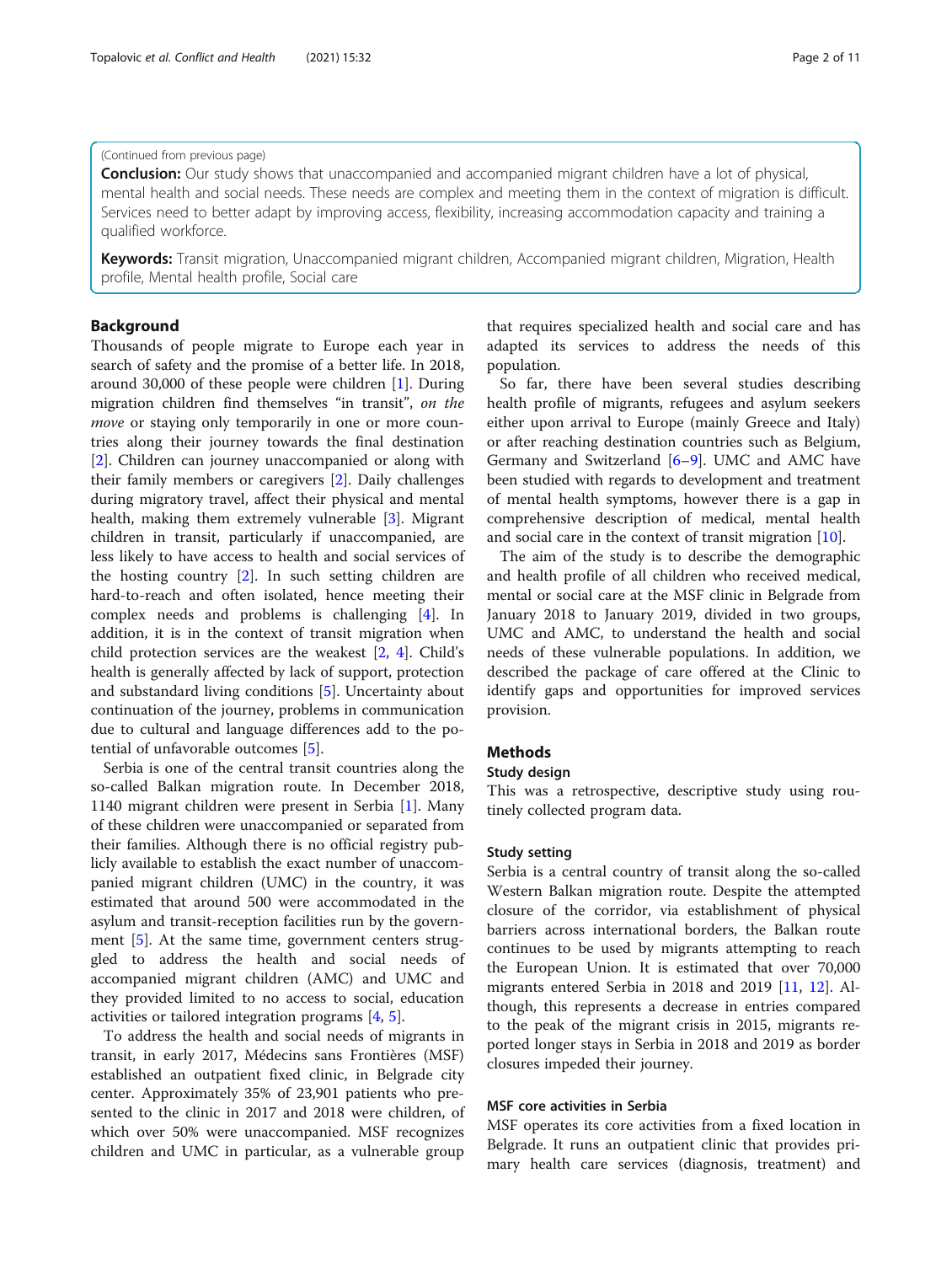(Continued from previous page)

**Conclusion:** Our study shows that unaccompanied and accompanied migrant children have a lot of physical, mental health and social needs. These needs are complex and meeting them in the context of migration is difficult. Services need to better adapt by improving access, flexibility, increasing accommodation capacity and training a qualified workforce.

**Keywords:** Transit migration, Unaccompanied migrant children, Accompanied migrant children, Migration, Health profile, Mental health profile, Social care

## Background

Thousands of people migrate to Europe each year in search of safety and the promise of a better life. In 2018, around 30,000 of these people were children [1]. During migration children find themselves "in transit", *on the move* or staying only temporarily in one or more countries along their journey towards the final destination [2]. Children can journey unaccompanied or along with their family members or caregivers [2]. Daily challenges during migratory travel, affect their physical and mental health, making them extremely vulnerable [3]. Migrant children in transit, particularly if unaccompanied, are less likely to have access to health and social services of the hosting country [2]. In such setting children are hard-to-reach and often isolated, hence meeting their complex needs and problems is challenging [4]. In addition, it is in the context of transit migration when child protection services are the weakest [2, 4]. Child's health is generally affected by lack of support, protection and substandard living conditions [5]. Uncertainty about continuation of the journey, problems in communication due to cultural and language differences add to the potential of unfavorable outcomes [5].

Serbia is one of the central transit countries along the so-called Balkan migration route. In December 2018, 1140 migrant children were present in Serbia [1]. Many of these children were unaccompanied or separated from their families. Although there is no official registry publicly available to establish the exact number of unaccompanied migrant children (UMC) in the country, it was estimated that around 500 were accommodated in the asylum and transit-reception facilities run by the government [5]. At the same time, government centers struggled to address the health and social needs of accompanied migrant children (AMC) and UMC and they provided limited to no access to social, education activities or tailored integration programs [4, 5].

To address the health and social needs of migrants in transit, in early 2017, Médecins sans Frontières (MSF) established an outpatient fixed clinic, in Belgrade city center. Approximately 35% of 23,901 patients who presented to the clinic in 2017 and 2018 were children, of which over 50% were unaccompanied. MSF recognizes children and UMC in particular, as a vulnerable group that requires specialized health and social care and has adapted its services to address the needs of this population.

So far, there have been several studies describing health profile of migrants, refugees and asylum seekers either upon arrival to Europe (mainly Greece and Italy) or after reaching destination countries such as Belgium, Germany and Switzerland [6–9]. UMC and AMC have been studied with regards to development and treatment of mental health symptoms, however there is a gap in comprehensive description of medical, mental health and social care in the context of transit migration [10].

The aim of the study is to describe the demographic and health profile of all children who received medical, mental or social care at the MSF clinic in Belgrade from January 2018 to January 2019, divided in two groups, UMC and AMC, to understand the health and social needs of these vulnerable populations. In addition, we described the package of care offered at the Clinic to identify gaps and opportunities for improved services provision.

## Methods

### Study design

This was a retrospective, descriptive study using routinely collected program data.

### Study setting

Serbia is a central country of transit along the so-called Western Balkan migration route. Despite the attempted closure of the corridor, via establishment of physical barriers across international borders, the Balkan route continues to be used by migrants attempting to reach the European Union. It is estimated that over 70,000 migrants entered Serbia in 2018 and 2019 [11, 12]. Although, this represents a decrease in entries compared to the peak of the migrant crisis in 2015, migrants reported longer stays in Serbia in 2018 and 2019 as border closures impeded their journey.

### MSF core activities in Serbia

MSF operates its core activities from a fixed location in Belgrade. It runs an outpatient clinic that provides primary health care services (diagnosis, treatment) and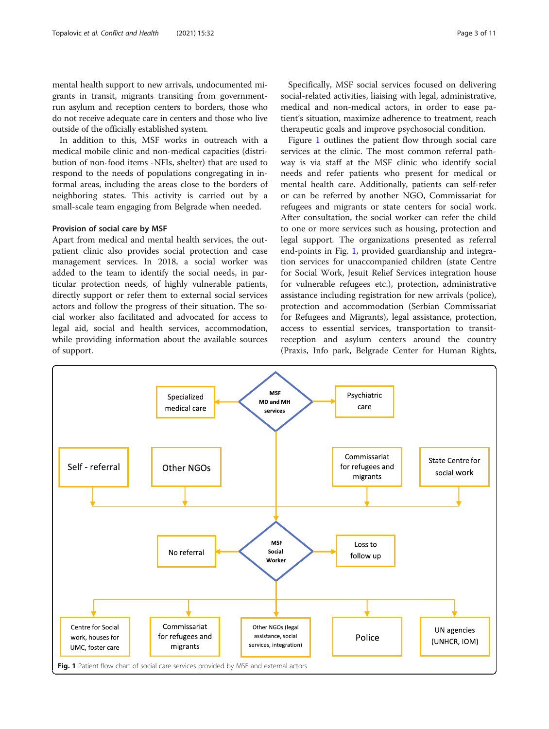mental health support to new arrivals, undocumented migrants in transit, migrants transiting from government-run asylum and reception centers to borders, those who do not receive adequate care in centers and those who live outside of the officially established system.

In addition to this, MSF works in outreach with a medical mobile clinic and non-medical capacities (distribution of non-food items -NFIs, shelter) that are used to respond to the needs of populations congregating in informal areas, including the areas close to the borders of neighboring states. This activity is carried out by a small-scale team engaging from Belgrade when needed.

### Provision of social care by MSF

Apart from medical and mental health services, the outpatient clinic also provides social protection and case management services. In 2018, a social worker was added to the team to identify the social needs, in particular protection needs, of highly vulnerable patients, directly support or refer them to external social services actors and follow the progress of their situation. The social worker also facilitated and advocated for access to legal aid, social and health services, accommodation, while providing information about the available sources of support.

Specifically, MSF social services focused on delivering social-related activities, liaising with legal, administrative, medical and non-medical actors, in order to ease patient's situation, maximize adherence to treatment, reach therapeutic goals and improve psychosocial condition.

Figure 1 outlines the patient flow through social care services at the clinic. The most common referral pathway is via staff at the MSF clinic who identify social needs and refer patients who present for medical or mental health care. Additionally, patients can self-refer or can be referred by another NGO, Commissariat for refugees and migrants or state centers for social work. After consultation, the social worker can refer the child to one or more services such as housing, protection and legal support. The organizations presented as referral end-points in Fig. 1, provided guardianship and integration services for unaccompanied children (state Centre for Social Work, Jesuit Relief Services integration house for vulnerable refugees etc.), protection, administrative assistance including registration for new arrivals (police), protection and accommodation (Serbian Commissariat for Refugees and Migrants), legal assistance, protection, access to essential services, transportation to transit-reception and asylum centers around the country (Praxis, Info park, Belgrade Center for Human Rights,

Fig. 1 Patient flow chart of social care services provided by MSF and external actors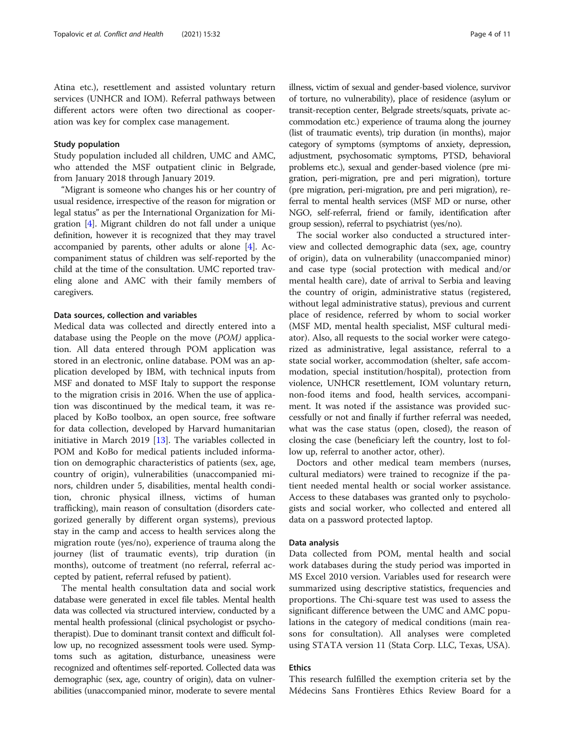Atina etc.), resettlement and assisted voluntary return services (UNHCR and IOM). Referral pathways between different actors were often two directional as cooperation was key for complex case management.

### Study population

Study population included all children, UMC and AMC, who attended the MSF outpatient clinic in Belgrade, from January 2018 through January 2019.

"Migrant is someone who changes his or her country of usual residence, irrespective of the reason for migration or legal status" as per the International Organization for Migration [4]. Migrant children do not fall under a unique definition, however it is recognized that they may travel accompanied by parents, other adults or alone [4]. Accompaniment status of children was self-reported by the child at the time of the consultation. UMC reported traveling alone and AMC with their family members of caregivers.

### Data sources, collection and variables

Medical data was collected and directly entered into a database using the People on the move (*POM)* application. All data entered through POM application was stored in an electronic, online database. POM was an application developed by IBM, with technical inputs from MSF and donated to MSF Italy to support the response to the migration crisis in 2016. When the use of application was discontinued by the medical team, it was replaced by KoBo toolbox, an open source, free software for data collection, developed by Harvard humanitarian initiative in March 2019 [13]. The variables collected in POM and KoBo for medical patients included information on demographic characteristics of patients (sex, age, country of origin), vulnerabilities (unaccompanied minors, children under 5, disabilities, mental health condition, chronic physical illness, victims of human trafficking), main reason of consultation (disorders categorized generally by different organ systems), previous stay in the camp and access to health services along the migration route (yes/no), experience of trauma along the journey (list of traumatic events), trip duration (in months), outcome of treatment (no referral, referral accepted by patient, referral refused by patient).

The mental health consultation data and social work database were generated in excel file tables. Mental health data was collected via structured interview, conducted by a mental health professional (clinical psychologist or psychotherapist). Due to dominant transit context and difficult follow up, no recognized assessment tools were used. Symptoms such as agitation, disturbance, uneasiness were recognized and oftentimes self-reported. Collected data was demographic (sex, age, country of origin), data on vulnerabilities (unaccompanied minor, moderate to severe mental illness, victim of sexual and gender-based violence, survivor of torture, no vulnerability), place of residence (asylum or transit-reception center, Belgrade streets/squats, private accommodation etc.) experience of trauma along the journey (list of traumatic events), trip duration (in months), major category of symptoms (symptoms of anxiety, depression, adjustment, psychosomatic symptoms, PTSD, behavioral problems etc.), sexual and gender-based violence (pre migration, peri-migration, pre and peri migration), torture (pre migration, peri-migration, pre and peri migration), referral to mental health services (MSF MD or nurse, other NGO, self-referral, friend or family, identification after group session), referral to psychiatrist (yes/no).

The social worker also conducted a structured interview and collected demographic data (sex, age, country of origin), data on vulnerability (unaccompanied minor) and case type (social protection with medical and/or mental health care), date of arrival to Serbia and leaving the country of origin, administrative status (registered, without legal administrative status), previous and current place of residence, referred by whom to social worker (MSF MD, mental health specialist, MSF cultural mediator). Also, all requests to the social worker were categorized as administrative, legal assistance, referral to a state social worker, accommodation (shelter, safe accommodation, special institution/hospital), protection from violence, UNHCR resettlement, IOM voluntary return, non-food items and food, health services, accompaniment. It was noted if the assistance was provided successfully or not and finally if further referral was needed, what was the case status (open, closed), the reason of closing the case (beneficiary left the country, lost to follow up, referral to another actor, other).

Doctors and other medical team members (nurses, cultural mediators) were trained to recognize if the patient needed mental health or social worker assistance. Access to these databases was granted only to psychologists and social worker, who collected and entered all data on a password protected laptop.

### Data analysis

Data collected from POM, mental health and social work databases during the study period was imported in MS Excel 2010 version. Variables used for research were summarized using descriptive statistics, frequencies and proportions. The Chi-square test was used to assess the significant difference between the UMC and AMC populations in the category of medical conditions (main reasons for consultation). All analyses were completed using STATA version 11 (Stata Corp. LLC, Texas, USA).

### Ethics

This research fulfilled the exemption criteria set by the Médecins Sans Frontières Ethics Review Board for a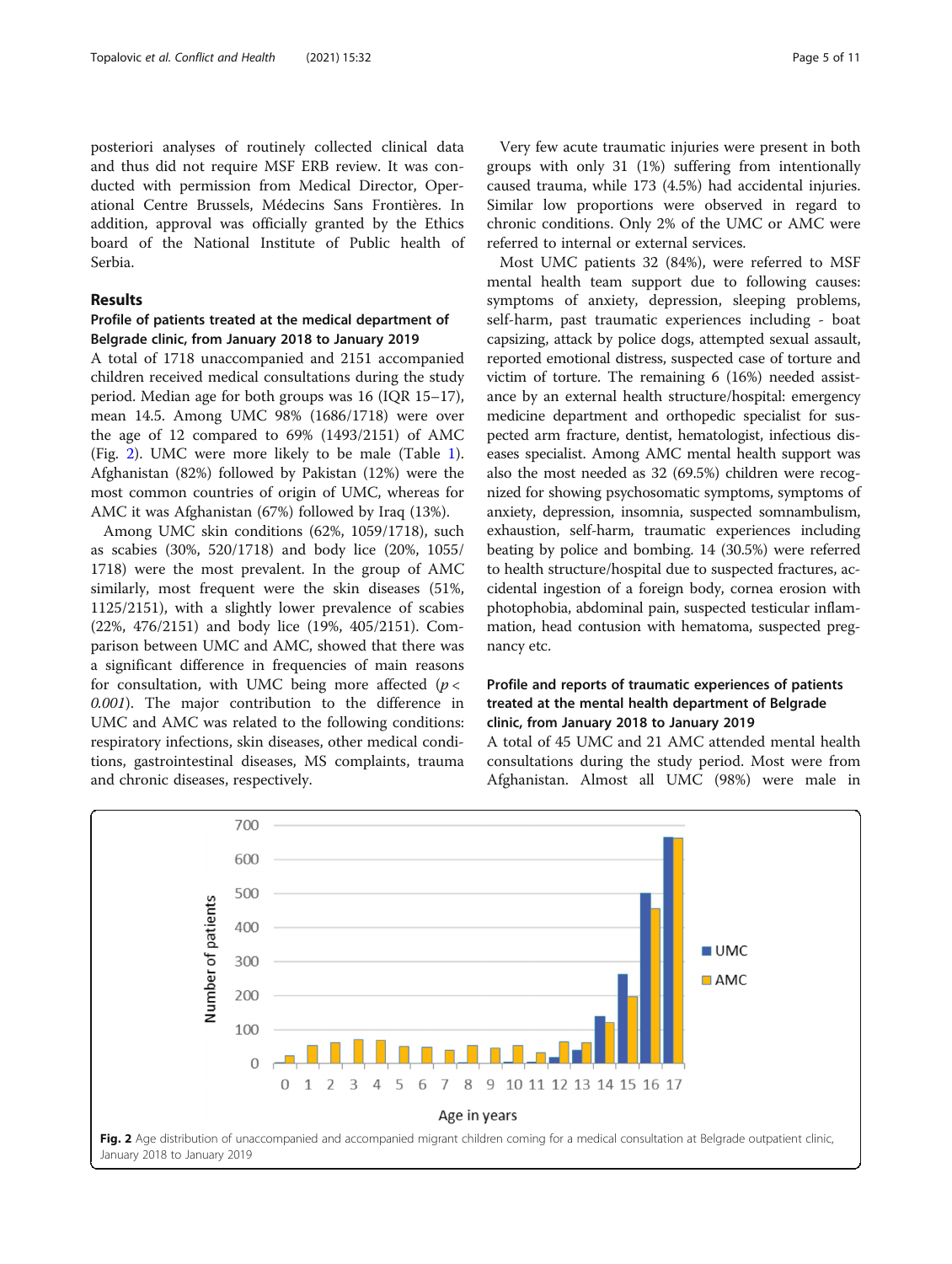posteriori analyses of routinely collected clinical data and thus did not require MSF ERB review. It was conducted with permission from Medical Director, Operational Centre Brussels, Médecins Sans Frontières. In addition, approval was officially granted by the Ethics board of the National Institute of Public health of Serbia.

## Results

### Profile of patients treated at the medical department of Belgrade clinic, from January 2018 to January 2019

A total of 1718 unaccompanied and 2151 accompanied children received medical consultations during the study period. Median age for both groups was 16 (IQR 15–17), mean 14.5. Among UMC 98% (1686/1718) were over the age of 12 compared to 69% (1493/2151) of AMC (Fig. 2). UMC were more likely to be male (Table 1). Afghanistan (82%) followed by Pakistan (12%) were the most common countries of origin of UMC, whereas for AMC it was Afghanistan (67%) followed by Iraq (13%).

Among UMC skin conditions (62%, 1059/1718), such as scabies (30%, 520/1718) and body lice (20%, 1055/1718) were the most prevalent. In the group of AMC similarly, most frequent were the skin diseases (51%, 1125/2151), with a slightly lower prevalence of scabies (22%, 476/2151) and body lice (19%, 405/2151). Comparison between UMC and AMC, showed that there was a significant difference in frequencies of main reasons for consultation, with UMC being more affected ($p < 0.001$). The major contribution to the difference in UMC and AMC was related to the following conditions: respiratory infections, skin diseases, other medical conditions, gastrointestinal diseases, MS complaints, trauma and chronic diseases, respectively.

Very few acute traumatic injuries were present in both groups with only 31 (1%) suffering from intentionally caused trauma, while 173 (4.5%) had accidental injuries. Similar low proportions were observed in regard to chronic conditions. Only 2% of the UMC or AMC were referred to internal or external services.

Most UMC patients 32 (84%), were referred to MSF mental health team support due to following causes: symptoms of anxiety, depression, sleeping problems, self-harm, past traumatic experiences including - boat capsizing, attack by police dogs, attempted sexual assault, reported emotional distress, suspected case of torture and victim of torture. The remaining 6 (16%) needed assistance by an external health structure/hospital: emergency medicine department and orthopedic specialist for suspected arm fracture, dentist, hematologist, infectious diseases specialist. Among AMC mental health support was also the most needed as 32 (69.5%) children were recognized for showing psychosomatic symptoms, symptoms of anxiety, depression, insomnia, suspected somnambulism, exhaustion, self-harm, traumatic experiences including beating by police and bombing. 14 (30.5%) were referred to health structure/hospital due to suspected fractures, accidental ingestion of a foreign body, cornea erosion with photophobia, abdominal pain, suspected testicular inflammation, head contusion with hematoma, suspected pregnancy etc.

### Profile and reports of traumatic experiences of patients treated at the mental health department of Belgrade clinic, from January 2018 to January 2019

A total of 45 UMC and 21 AMC attended mental health consultations during the study period. Most were from Afghanistan. Almost all UMC (98%) were male in

**Fig. 2** Age distribution of unaccompanied and accompanied migrant children coming for a medical consultation at Belgrade outpatient clinic, January 2018 to January 2019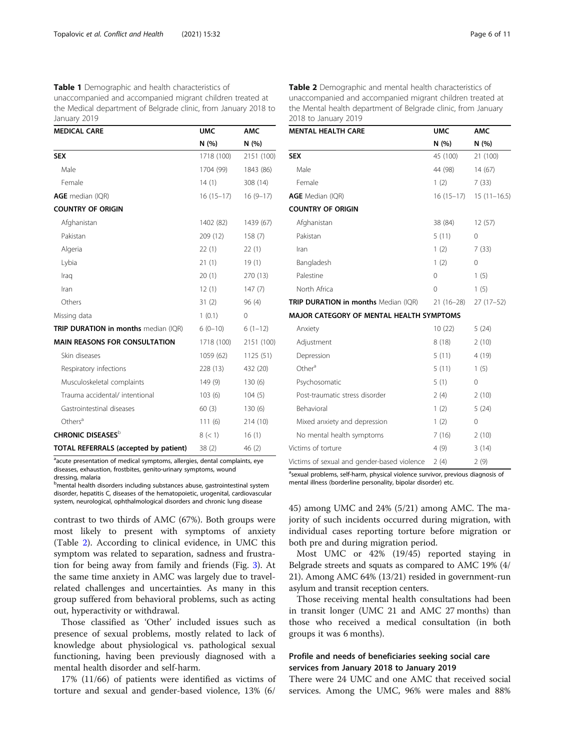**Table 1** Demographic and health characteristics of unaccompanied and accompanied migrant children treated at the Medical department of Belgrade clinic, from January 2018 to January 2019

| MEDICAL CARE | UMC | AMC |
|---|---|---|
| | N (%) | N (%) |
| **SEX** | 1718 (100) | 2151 (100) |
| Male | 1704 (99) | 1843 (86) |
| Female | 14 (1) | 308 (14) |
| **AGE** median (IQR) | 16 (15–17) | 16 (9–17) |
| **COUNTRY OF ORIGIN** | | |
| Afghanistan | 1402 (82) | 1439 (67) |
| Pakistan | 209 (12) | 158 (7) |
| Algeria | 22 (1) | 22 (1) |
| Lybia | 21 (1) | 19 (1) |
| Iraq | 20 (1) | 270 (13) |
| Iran | 12 (1) | 147 (7) |
| Others | 31 (2) | 96 (4) |
| Missing data | 1 (0.1) | 0 |
| **TRIP DURATION in months** median (IQR) | 6 (0–10) | 6 (1–12) |
| **MAIN REASONS FOR CONSULTATION** | 1718 (100) | 2151 (100) |
| Skin diseases | 1059 (62) | 1125 (51) |
| Respiratory infections | 228 (13) | 432 (20) |
| Musculoskeletal complaints | 149 (9) | 130 (6) |
| Trauma accidental/ intentional | 103 (6) | 104 (5) |
| Gastrointestinal diseases | 60 (3) | 130 (6) |
| Others[a] | 111 (6) | 214 (10) |
| **CHRONIC DISEASES**[b] | 8 (< 1) | 16 (1) |
| **TOTAL REFERRALS (accepted by patient)** | 38 (2) | 46 (2) |

[a]acute presentation of medical symptoms, allergies, dental complaints, eye diseases, exhaustion, frostbites, genito-urinary symptoms, wound dressing, malaria
[b]mental health disorders including substances abuse, gastrointestinal system disorder, hepatitis C, diseases of the hematopoietic, urogenital, cardiovascular system, neurological, ophthalmological disorders and chronic lung disease

**Table 2** Demographic and mental health characteristics of unaccompanied and accompanied migrant children treated at the Mental health department of Belgrade clinic, from January 2018 to January 2019

| MENTAL HEALTH CARE | UMC | AMC |
|---|---|---|
| | N (%) | N (%) |
| **SEX** | 45 (100) | 21 (100) |
| Male | 44 (98) | 14 (67) |
| Female | 1 (2) | 7 (33) |
| **AGE** Median (IQR) | 16 (15–17) | 15 (11–16.5) |
| **COUNTRY OF ORIGIN** | | |
| Afghanistan | 38 (84) | 12 (57) |
| Pakistan | 5 (11) | 0 |
| Iran | 1 (2) | 7 (33) |
| Bangladesh | 1 (2) | 0 |
| Palestine | 0 | 1 (5) |
| North Africa | 0 | 1 (5) |
| **TRIP DURATION in months** Median (IQR) | 21 (16–28) | 27 (17–52) |
| **MAJOR CATEGORY OF MENTAL HEALTH SYMPTOMS** | | |
| Anxiety | 10 (22) | 5 (24) |
| Adjustment | 8 (18) | 2 (10) |
| Depression | 5 (11) | 4 (19) |
| Other[a] | 5 (11) | 1 (5) |
| Psychosomatic | 5 (1) | 0 |
| Post-traumatic stress disorder | 2 (4) | 2 (10) |
| Behavioral | 1 (2) | 5 (24) |
| Mixed anxiety and depression | 1 (2) | 0 |
| No mental health symptoms | 7 (16) | 2 (10) |
| Victims of torture | 4 (9) | 3 (14) |
| Victims of sexual and gender-based violence | 2 (4) | 2 (9) |

[a]sexual problems, self-harm, physical violence survivor, previous diagnosis of mental illness (borderline personality, bipolar disorder) etc.

contrast to two thirds of AMC (67%). Both groups were most likely to present with symptoms of anxiety (Table 2). According to clinical evidence, in UMC this symptom was related to separation, sadness and frustration for being away from family and friends (Fig. 3). At the same time anxiety in AMC was largely due to travel-related challenges and uncertainties. As many in this group suffered from behavioral problems, such as acting out, hyperactivity or withdrawal.

Those classified as 'Other' included issues such as presence of sexual problems, mostly related to lack of knowledge about physiological vs. pathological sexual functioning, having been previously diagnosed with a mental health disorder and self-harm.

17% (11/66) of patients were identified as victims of torture and sexual and gender-based violence, 13% (6/45) among UMC and 24% (5/21) among AMC. The majority of such incidents occurred during migration, with individual cases reporting torture before migration or both pre and during migration period.

Most UMC or 42% (19/45) reported staying in Belgrade streets and squats as compared to AMC 19% (4/21). Among AMC 64% (13/21) resided in government-run asylum and transit reception centers.

Those receiving mental health consultations had been in transit longer (UMC 21 and AMC 27 months) than those who received a medical consultation (in both groups it was 6 months).

## Profile and needs of beneficiaries seeking social care services from January 2018 to January 2019

There were 24 UMC and one AMC that received social services. Among the UMC, 96% were males and 88%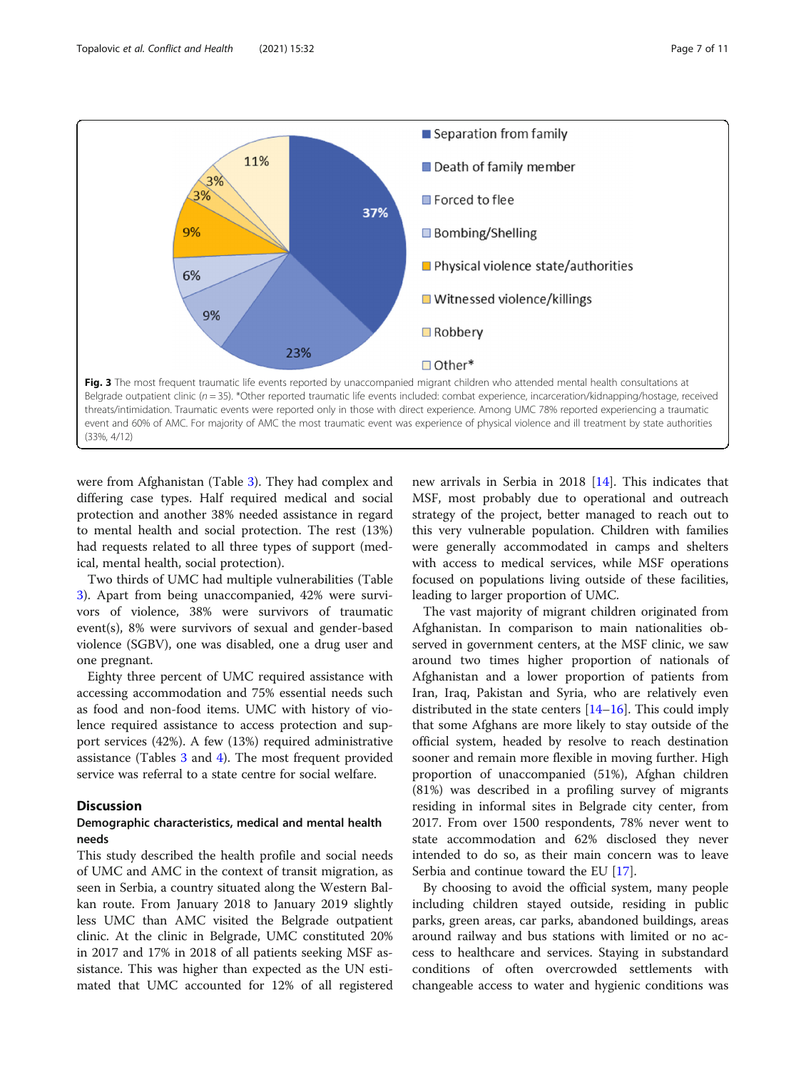Fig. 3 The most frequent traumatic life events reported by unaccompanied migrant children who attended mental health consultations at Belgrade outpatient clinic (n = 35). *Other reported traumatic life events included: combat experience, incarceration/kidnapping/hostage, received threats/intimidation. Traumatic events were reported only in those with direct experience. Among UMC 78% reported experiencing a traumatic event and 60% of AMC. For majority of AMC the most traumatic event was experience of physical violence and ill treatment by state authorities (33%, 4/12)

were from Afghanistan (Table 3). They had complex and differing case types. Half required medical and social protection and another 38% needed assistance in regard to mental health and social protection. The rest (13%) had requests related to all three types of support (medical, mental health, social protection).

Two thirds of UMC had multiple vulnerabilities (Table 3). Apart from being unaccompanied, 42% were survivors of violence, 38% were survivors of traumatic event(s), 8% were survivors of sexual and gender-based violence (SGBV), one was disabled, one a drug user and one pregnant.

Eighty three percent of UMC required assistance with accessing accommodation and 75% essential needs such as food and non-food items. UMC with history of violence required assistance to access protection and support services (42%). A few (13%) required administrative assistance (Tables 3 and 4). The most frequent provided service was referral to a state centre for social welfare.

## Discussion

### Demographic characteristics, medical and mental health needs

This study described the health profile and social needs of UMC and AMC in the context of transit migration, as seen in Serbia, a country situated along the Western Balkan route. From January 2018 to January 2019 slightly less UMC than AMC visited the Belgrade outpatient clinic. At the clinic in Belgrade, UMC constituted 20% in 2017 and 17% in 2018 of all patients seeking MSF assistance. This was higher than expected as the UN estimated that UMC accounted for 12% of all registered new arrivals in Serbia in 2018 [14]. This indicates that MSF, most probably due to operational and outreach strategy of the project, better managed to reach out to this very vulnerable population. Children with families were generally accommodated in camps and shelters with access to medical services, while MSF operations focused on populations living outside of these facilities, leading to larger proportion of UMC.

The vast majority of migrant children originated from Afghanistan. In comparison to main nationalities observed in government centers, at the MSF clinic, we saw around two times higher proportion of nationals of Afghanistan and a lower proportion of patients from Iran, Iraq, Pakistan and Syria, who are relatively even distributed in the state centers [14–16]. This could imply that some Afghans are more likely to stay outside of the official system, headed by resolve to reach destination sooner and remain more flexible in moving further. High proportion of unaccompanied (51%), Afghan children (81%) was described in a profiling survey of migrants residing in informal sites in Belgrade city center, from 2017. From over 1500 respondents, 78% never went to state accommodation and 62% disclosed they never intended to do so, as their main concern was to leave Serbia and continue toward the EU [17].

By choosing to avoid the official system, many people including children stayed outside, residing in public parks, green areas, car parks, abandoned buildings, areas around railway and bus stations with limited or no access to healthcare and services. Staying in substandard conditions of often overcrowded settlements with changeable access to water and hygienic conditions was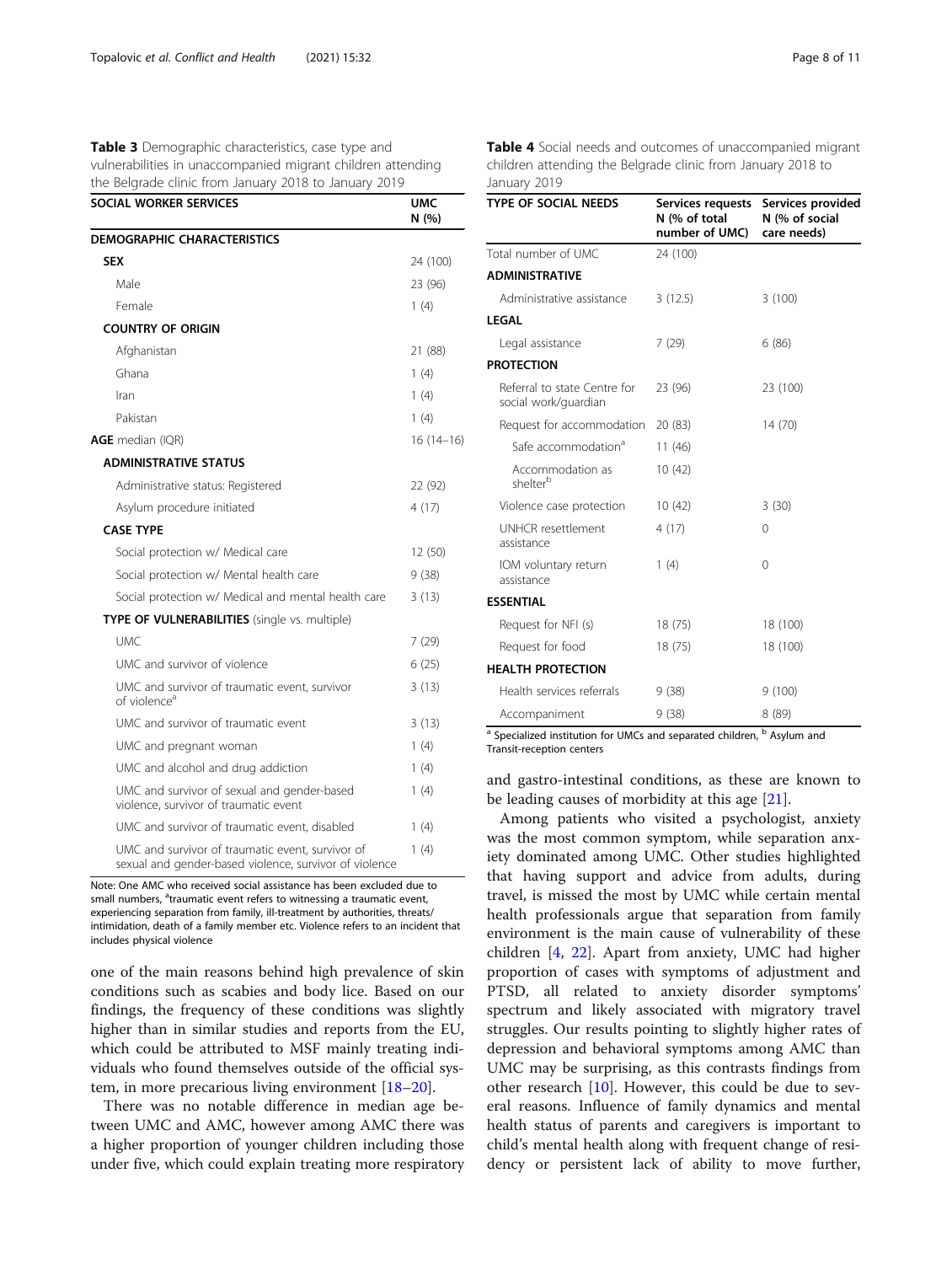**Table 3** Demographic characteristics, case type and vulnerabilities in unaccompanied migrant children attending the Belgrade clinic from January 2018 to January 2019

| SOCIAL WORKER SERVICES | UMC N (%) |
|---|---|
| **DEMOGRAPHIC CHARACTERISTICS** | |
| **SEX** | 24 (100) |
| Male | 23 (96) |
| Female | 1 (4) |
| **COUNTRY OF ORIGIN** | |
| Afghanistan | 21 (88) |
| Ghana | 1 (4) |
| Iran | 1 (4) |
| Pakistan | 1 (4) |
| **AGE** median (IQR) | 16 (14–16) |
| **ADMINISTRATIVE STATUS** | |
| Administrative status: Registered | 22 (92) |
| Asylum procedure initiated | 4 (17) |
| **CASE TYPE** | |
| Social protection w/ Medical care | 12 (50) |
| Social protection w/ Mental health care | 9 (38) |
| Social protection w/ Medical and mental health care | 3 (13) |
| **TYPE OF VULNERABILITIES** (single vs. multiple) | |
| UMC | 7 (29) |
| UMC and survivor of violence | 6 (25) |
| UMC and survivor of traumatic event, survivor of violence[a] | 3 (13) |
| UMC and survivor of traumatic event | 3 (13) |
| UMC and pregnant woman | 1 (4) |
| UMC and alcohol and drug addiction | 1 (4) |
| UMC and survivor of sexual and gender-based violence, survivor of traumatic event | 1 (4) |
| UMC and survivor of traumatic event, disabled | 1 (4) |
| UMC and survivor of traumatic event, survivor of sexual and gender-based violence, survivor of violence | 1 (4) |

Note: One AMC who received social assistance has been excluded due to small numbers, [a]traumatic event refers to witnessing a traumatic event, experiencing separation from family, ill-treatment by authorities, threats/intimidation, death of a family member etc. Violence refers to an incident that includes physical violence

one of the main reasons behind high prevalence of skin conditions such as scabies and body lice. Based on our findings, the frequency of these conditions was slightly higher than in similar studies and reports from the EU, which could be attributed to MSF mainly treating individuals who found themselves outside of the official system, in more precarious living environment [18–20].

There was no notable difference in median age between UMC and AMC, however among AMC there was a higher proportion of younger children including those under five, which could explain treating more respiratory and gastro-intestinal conditions, as these are known to be leading causes of morbidity at this age [21].

Among patients who visited a psychologist, anxiety was the most common symptom, while separation anxiety dominated among UMC. Other studies highlighted that having support and advice from adults, during travel, is missed the most by UMC while certain mental health professionals argue that separation from family environment is the main cause of vulnerability of these children [4, 22]. Apart from anxiety, UMC had higher proportion of cases with symptoms of adjustment and PTSD, all related to anxiety disorder symptoms' spectrum and likely associated with migratory travel struggles. Our results pointing to slightly higher rates of depression and behavioral symptoms among AMC than UMC may be surprising, as this contrasts findings from other research [10]. However, this could be due to several reasons. Influence of family dynamics and mental health status of parents and caregivers is important to child's mental health along with frequent change of residency or persistent lack of ability to move further,

**Table 4** Social needs and outcomes of unaccompanied migrant children attending the Belgrade clinic from January 2018 to January 2019

| TYPE OF SOCIAL NEEDS | Services requests N (% of total number of UMC) | Services provided N (% of social care needs) |
|---|---|---|
| Total number of UMC | 24 (100) | |
| **ADMINISTRATIVE** | | |
| Administrative assistance | 3 (12.5) | 3 (100) |
| **LEGAL** | | |
| Legal assistance | 7 (29) | 6 (86) |
| **PROTECTION** | | |
| Referral to state Centre for social work/guardian | 23 (96) | 23 (100) |
| Request for accommodation | 20 (83) | 14 (70) |
| Safe accommodation[a] | 11 (46) | |
| Accommodation as shelter[b] | 10 (42) | |
| Violence case protection | 10 (42) | 3 (30) |
| UNHCR resettlement assistance | 4 (17) | 0 |
| IOM voluntary return assistance | 1 (4) | 0 |
| **ESSENTIAL** | | |
| Request for NFI (s) | 18 (75) | 18 (100) |
| Request for food | 18 (75) | 18 (100) |
| **HEALTH PROTECTION** | | |
| Health services referrals | 9 (38) | 9 (100) |
| Accompaniment | 9 (38) | 8 (89) |

[a] Specialized institution for UMCs and separated children, [b] Asylum and Transit-reception centers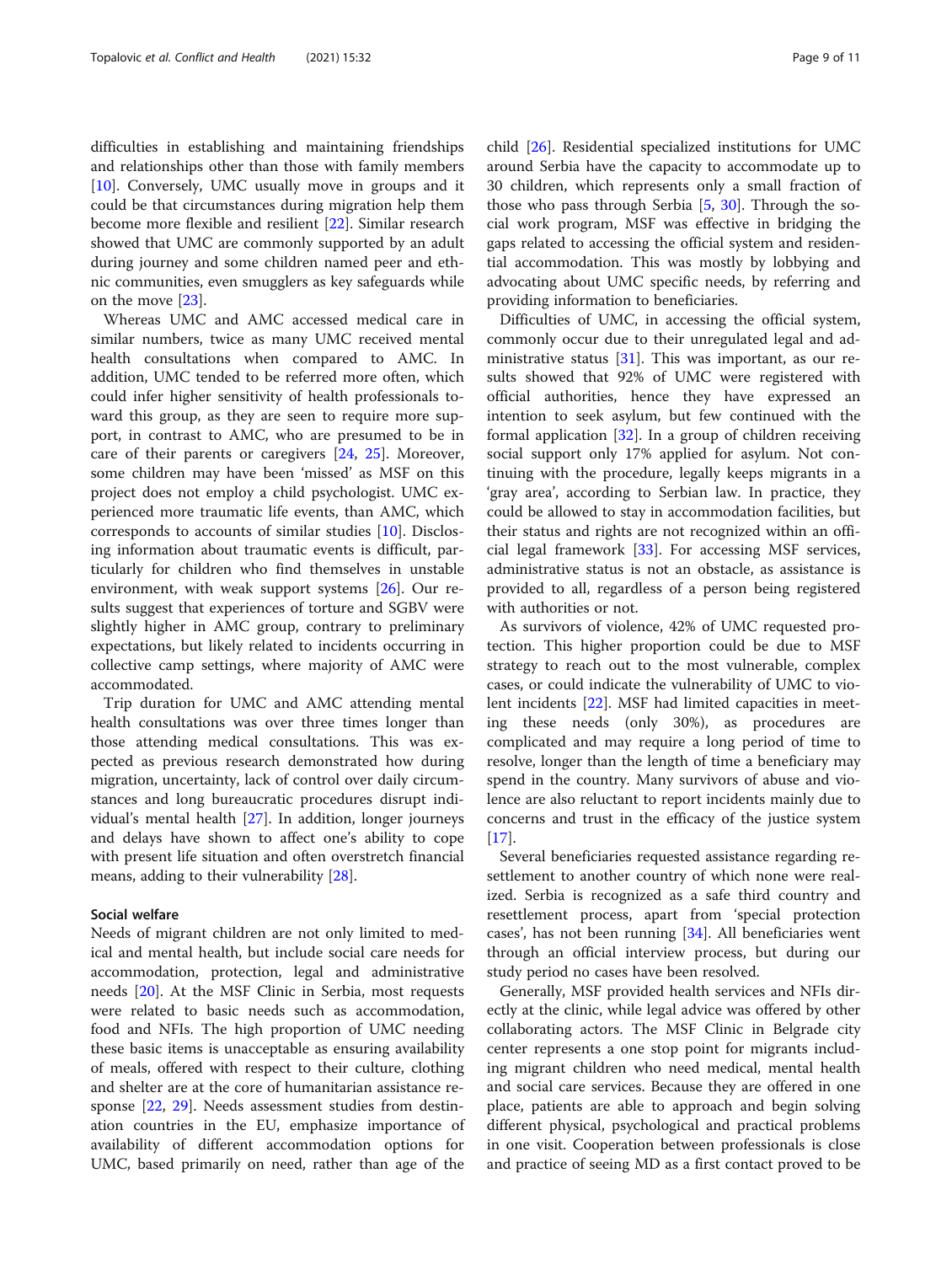difficulties in establishing and maintaining friendships and relationships other than those with family members [10]. Conversely, UMC usually move in groups and it could be that circumstances during migration help them become more flexible and resilient [22]. Similar research showed that UMC are commonly supported by an adult during journey and some children named peer and ethnic communities, even smugglers as key safeguards while on the move [23].

Whereas UMC and AMC accessed medical care in similar numbers, twice as many UMC received mental health consultations when compared to AMC. In addition, UMC tended to be referred more often, which could infer higher sensitivity of health professionals toward this group, as they are seen to require more support, in contrast to AMC, who are presumed to be in care of their parents or caregivers [24, 25]. Moreover, some children may have been 'missed' as MSF on this project does not employ a child psychologist. UMC experienced more traumatic life events, than AMC, which corresponds to accounts of similar studies [10]. Disclosing information about traumatic events is difficult, particularly for children who find themselves in unstable environment, with weak support systems [26]. Our results suggest that experiences of torture and SGBV were slightly higher in AMC group, contrary to preliminary expectations, but likely related to incidents occurring in collective camp settings, where majority of AMC were accommodated.

Trip duration for UMC and AMC attending mental health consultations was over three times longer than those attending medical consultations. This was expected as previous research demonstrated how during migration, uncertainty, lack of control over daily circumstances and long bureaucratic procedures disrupt individual's mental health [27]. In addition, longer journeys and delays have shown to affect one's ability to cope with present life situation and often overstretch financial means, adding to their vulnerability [28].

### Social welfare

Needs of migrant children are not only limited to medical and mental health, but include social care needs for accommodation, protection, legal and administrative needs [20]. At the MSF Clinic in Serbia, most requests were related to basic needs such as accommodation, food and NFIs. The high proportion of UMC needing these basic items is unacceptable as ensuring availability of meals, offered with respect to their culture, clothing and shelter are at the core of humanitarian assistance response [22, 29]. Needs assessment studies from destination countries in the EU, emphasize importance of availability of different accommodation options for UMC, based primarily on need, rather than age of the child [26]. Residential specialized institutions for UMC around Serbia have the capacity to accommodate up to 30 children, which represents only a small fraction of those who pass through Serbia [5, 30]. Through the social work program, MSF was effective in bridging the gaps related to accessing the official system and residential accommodation. This was mostly by lobbying and advocating about UMC specific needs, by referring and providing information to beneficiaries.

Difficulties of UMC, in accessing the official system, commonly occur due to their unregulated legal and administrative status [31]. This was important, as our results showed that 92% of UMC were registered with official authorities, hence they have expressed an intention to seek asylum, but few continued with the formal application [32]. In a group of children receiving social support only 17% applied for asylum. Not continuing with the procedure, legally keeps migrants in a 'gray area', according to Serbian law. In practice, they could be allowed to stay in accommodation facilities, but their status and rights are not recognized within an official legal framework [33]. For accessing MSF services, administrative status is not an obstacle, as assistance is provided to all, regardless of a person being registered with authorities or not.

As survivors of violence, 42% of UMC requested protection. This higher proportion could be due to MSF strategy to reach out to the most vulnerable, complex cases, or could indicate the vulnerability of UMC to violent incidents [22]. MSF had limited capacities in meeting these needs (only 30%), as procedures are complicated and may require a long period of time to resolve, longer than the length of time a beneficiary may spend in the country. Many survivors of abuse and violence are also reluctant to report incidents mainly due to concerns and trust in the efficacy of the justice system [17].

Several beneficiaries requested assistance regarding resettlement to another country of which none were realized. Serbia is recognized as a safe third country and resettlement process, apart from 'special protection cases', has not been running [34]. All beneficiaries went through an official interview process, but during our study period no cases have been resolved.

Generally, MSF provided health services and NFIs directly at the clinic, while legal advice was offered by other collaborating actors. The MSF Clinic in Belgrade city center represents a one stop point for migrants including migrant children who need medical, mental health and social care services. Because they are offered in one place, patients are able to approach and begin solving different physical, psychological and practical problems in one visit. Cooperation between professionals is close and practice of seeing MD as a first contact proved to be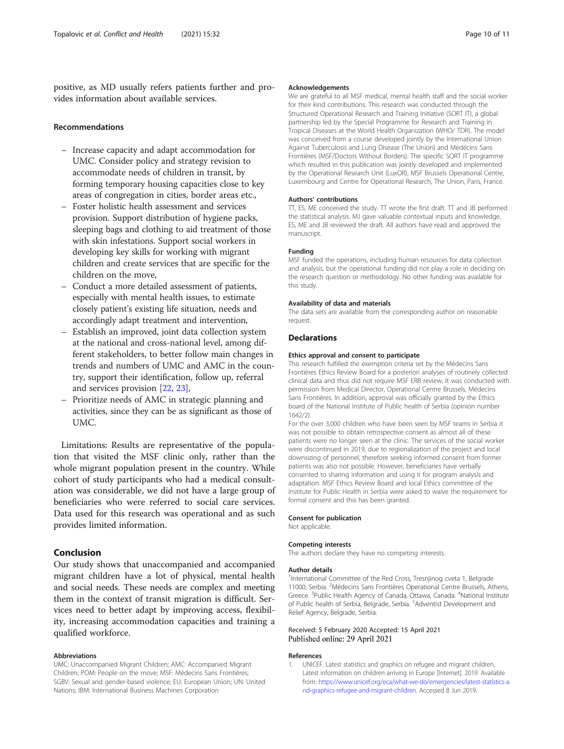positive, as MD usually refers patients further and provides information about available services.

## Recommendations

- Increase capacity and adapt accommodation for UMC. Consider policy and strategy revision to accommodate needs of children in transit, by forming temporary housing capacities close to key areas of congregation in cities, border areas etc.,
- Foster holistic health assessment and services provision. Support distribution of hygiene packs, sleeping bags and clothing to aid treatment of those with skin infestations. Support social workers in developing key skills for working with migrant children and create services that are specific for the children on the move,
- Conduct a more detailed assessment of patients, especially with mental health issues, to estimate closely patient's existing life situation, needs and accordingly adapt treatment and intervention,
- Establish an improved, joint data collection system at the national and cross-national level, among different stakeholders, to better follow main changes in trends and numbers of UMC and AMC in the country, support their identification, follow up, referral and services provision [22, 23],
- Prioritize needs of AMC in strategic planning and activities, since they can be as significant as those of UMC.

Limitations: Results are representative of the population that visited the MSF clinic only, rather than the whole migrant population present in the country. While cohort of study participants who had a medical consultation was considerable, we did not have a large group of beneficiaries who were referred to social care services. Data used for this research was operational and as such provides limited information.

## Conclusion

Our study shows that unaccompanied and accompanied migrant children have a lot of physical, mental health and social needs. These needs are complex and meeting them in the context of transit migration is difficult. Services need to better adapt by improving access, flexibility, increasing accommodation capacities and training a qualified workforce.

### Abbreviations

UMC: Unaccompanied Migrant Children; AMC: Accompanied Migrant Children; POM: People on the move; MSF: Médecins Sans Frontières; SGBV: Sexual and gender-based violence; EU: European Union; UN: United Nations; IBM: International Business Machines Corporation

### Acknowledgements

We are grateful to all MSF medical, mental health staff and the social worker for their kind contributions. This research was conducted through the Structured Operational Research and Training Initiative (SORT IT), a global partnership led by the Special Programme for Research and Training in Tropical Diseases at the World Health Organization (WHO/ TDR). The model was conceived from a course developed jointly by the International Union Against Tuberculosis and Lung Disease (The Union) and Medécins Sans Frontières (MSF/Doctors Without Borders). The specific SORT IT programme which resulted in this publication was jointly developed and implemented by the Operational Research Unit (LuxOR), MSF Brussels Operational Centre, Luxembourg and Centre for Operational Research, The Union, Paris, France.

### Authors' contributions

TT, ES, ME conceived the study. TT wrote the first draft. TT and JB performed the statistical analysis. MJ gave valuable contextual inputs and knowledge. ES, ME and JB reviewed the draft. All authors have read and approved the manuscript.

### Funding

MSF funded the operations, including human resources for data collection and analysis, but the operational funding did not play a role in deciding on the research question or methodology. No other funding was available for this study.

### Availability of data and materials

The data sets are available from the corresponding author on reasonable request.

## Declarations

### Ethics approval and consent to participate

This research fulfilled the exemption criteria set by the Médecins Sans Frontières Ethics Review Board for a posteriori analyses of routinely collected clinical data and thus did not require MSF ERB review. It was conducted with permission from Medical Director, Operational Centre Brussels, Médecins Sans Frontières. In addition, approval was officially granted by the Ethics board of the National Institute of Public health of Serbia (opinion number 1642/2).

For the over 3,000 children who have been seen by MSF teams in Serbia it was not possible to obtain retrospective consent as almost all of these patients were no longer seen at the clinic. The services of the social worker were discontinued in 2019, due to regionalization of the project and local downsizing of personnel, therefore seeking informed consent from former patients was also not possible. However, beneficiaries have verbally consented to sharing information and using it for program analysis and adaptation. MSF Ethics Review Board and local Ethics committee of the Institute for Public Health in Serbia were asked to waive the requirement for formal consent and this has been granted.

### Consent for publication

Not applicable.

### Competing interests

The authors declare they have no competing interests.

### Author details

[1]International Committee of the Red Cross, Tresnjinog cveta 1, Belgrade 11000, Serbia. [2]Médecins Sans Frontières Operational Centre Brussels, Athens, Greece. [3]Public Health Agency of Canada, Ottawa, Canada. [4]National Institute of Public health of Serbia, Belgrade, Serbia. [5]Adventist Development and Relief Agency, Belgrade, Serbia.

Received: 5 February 2020 Accepted: 15 April 2021
Published online: 29 April 2021

### References

1. UNICEF. Latest statistics and graphics on refugee and migrant children, Latest information on children arriving in Europe [Internet]. 2019. Available from: https://www.unicef.org/eca/what-we-do/emergencies/latest-statistics-and-graphics-refugee-and-migrant-children. Accessed 8 Jun 2019.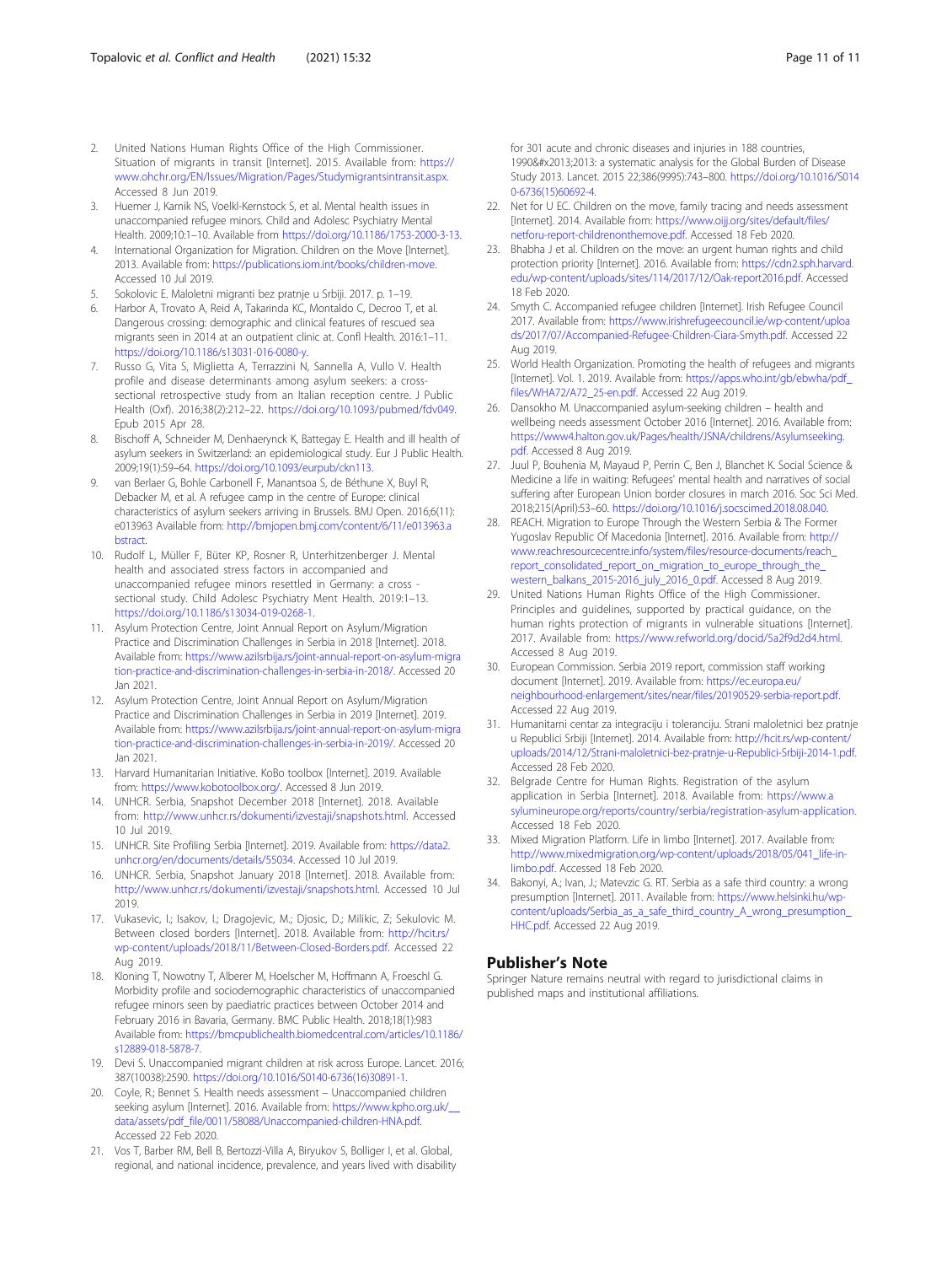2. United Nations Human Rights Office of the High Commissioner. Situation of migrants in transit [Internet]. 2015. Available from: https://www.ohchr.org/EN/Issues/Migration/Pages/Studymigrantsintransit.aspx. Accessed 8 Jun 2019.
3. Huemer J, Karnik NS, Voelkl-Kernstock S, et al. Mental health issues in unaccompanied refugee minors. Child and Adolesc Psychiatry Mental Health. 2009;10:1–10. Available from https://doi.org/10.1186/1753-2000-3-13.
4. International Organization for Migration. Children on the Move [Internet]. 2013. Available from: https://publications.iom.int/books/children-move. Accessed 10 Jul 2019.
5. Sokolovic E. Maloletni migranti bez pratnje u Srbiji. 2017. p. 1–19.
6. Harbor A, Trovato A, Reid A, Takarinda KC, Montaldo C, Decroo T, et al. Dangerous crossing: demographic and clinical features of rescued sea migrants seen in 2014 at an outpatient clinic at. Confl Health. 2016:1–11. https://doi.org/10.1186/s13031-016-0080-y.
7. Russo G, Vita S, Miglietta A, Terrazzini N, Sannella A, Vullo V. Health profile and disease determinants among asylum seekers: a cross-sectional retrospective study from an Italian reception centre. J Public Health (Oxf). 2016;38(2):212–22. https://doi.org/10.1093/pubmed/fdv049. Epub 2015 Apr 28.
8. Bischoff A, Schneider M, Denhaerynck K, Battegay E. Health and ill health of asylum seekers in Switzerland: an epidemiological study. Eur J Public Health. 2009;19(1):59–64. https://doi.org/10.1093/eurpub/ckn113.
9. van Berlaer G, Bohle Carbonell F, Manantsoa S, de Béthune X, Buyl R, Debacker M, et al. A refugee camp in the centre of Europe: clinical characteristics of asylum seekers arriving in Brussels. BMJ Open. 2016;6(11): e013963 Available from: http://bmjopen.bmj.com/content/6/11/e013963.abstract.
10. Rudolf L, Müller F, Büter KP, Rosner R, Unterhitzenberger J. Mental health and associated stress factors in accompanied and unaccompanied refugee minors resettled in Germany: a cross - sectional study. Child Adolesc Psychiatry Ment Health. 2019:1–13. https://doi.org/10.1186/s13034-019-0268-1.
11. Asylum Protection Centre, Joint Annual Report on Asylum/Migration Practice and Discrimination Challenges in Serbia in 2018 [Internet]. 2018. Available from: https://www.azilsrbija.rs/joint-annual-report-on-asylum-migration-practice-and-discrimination-challenges-in-serbia-in-2018/. Accessed 20 Jan 2021.
12. Asylum Protection Centre, Joint Annual Report on Asylum/Migration Practice and Discrimination Challenges in Serbia in 2019 [Internet]. 2019. Available from: https://www.azilsrbija.rs/joint-annual-report-on-asylum-migration-practice-and-discrimination-challenges-in-serbia-in-2019/. Accessed 20 Jan 2021.
13. Harvard Humanitarian Initiative. KoBo toolbox [Internet]. 2019. Available from: https://www.kobotoolbox.org/. Accessed 8 Jun 2019.
14. UNHCR. Serbia, Snapshot December 2018 [Internet]. 2018. Available from: http://www.unhcr.rs/dokumenti/izvestaji/snapshots.html. Accessed 10 Jul 2019.
15. UNHCR. Site Profiling Serbia [Internet]. 2019. Available from: https://data2.unhcr.org/en/documents/details/55034. Accessed 10 Jul 2019.
16. UNHCR. Serbia, Snapshot January 2018 [Internet]. 2018. Available from: http://www.unhcr.rs/dokumenti/izvestaji/snapshots.html. Accessed 10 Jul 2019.
17. Vukasevic, I.; Isakov, I.; Dragojevic, M.; Djosic, D.; Milikic, Z; Sekulovic M. Between closed borders [Internet]. 2018. Available from: http://hcit.rs/wp-content/uploads/2018/11/Between-Closed-Borders.pdf. Accessed 22 Aug 2019.
18. Kloning T, Nowotny T, Alberer M, Hoelscher M, Hoffmann A, Froeschl G. Morbidity profile and sociodemographic characteristics of unaccompanied refugee minors seen by paediatric practices between October 2014 and February 2016 in Bavaria, Germany. BMC Public Health. 2018;18(1):983 Available from: https://bmcpublichealth.biomedcentral.com/articles/10.1186/s12889-018-5878-7.
19. Devi S. Unaccompanied migrant children at risk across Europe. Lancet. 2016; 387(10038):2590. https://doi.org/10.1016/S0140-6736(16)30891-1.
20. Coyle, R.; Bennet S. Health needs assessment – Unaccompanied children seeking asylum [Internet]. 2016. Available from: https://www.kpho.org.uk/__data/assets/pdf_file/0011/58088/Unaccompanied-children-HNA.pdf. Accessed 22 Feb 2020.
21. Vos T, Barber RM, Bell B, Bertozzi-Villa A, Biryukov S, Bolliger I, et al. Global, regional, and national incidence, prevalence, and years lived with disability for 301 acute and chronic diseases and injuries in 188 countries, 1990&#x2013;2013: a systematic analysis for the Global Burden of Disease Study 2013. Lancet. 2015 22;386(9995):743–800. https://doi.org/10.1016/S0140-6736(15)60692-4.
22. Net for U EC. Children on the move, family tracing and needs assessment [Internet]. 2014. Available from: https://www.oijj.org/sites/default/files/netforu-report-childrenonthemove.pdf. Accessed 18 Feb 2020.
23. Bhabha J et al. Children on the move: an urgent human rights and child protection priority [Internet]. 2016. Available from: https://cdn2.sph.harvard.edu/wp-content/uploads/sites/114/2017/12/Oak-report2016.pdf. Accessed 18 Feb 2020.
24. Smyth C. Accompanied refugee children [Internet]. Irish Refugee Council 2017. Available from: https://www.irishrefugeecouncil.ie/wp-content/uploads/2017/07/Accompanied-Refugee-Children-Ciara-Smyth.pdf. Accessed 22 Aug 2019.
25. World Health Organization. Promoting the health of refugees and migrants [Internet]. Vol. 1. 2019. Available from: https://apps.who.int/gb/ebwha/pdf_files/WHA72/A72_25-en.pdf. Accessed 22 Aug 2019.
26. Dansokho M. Unaccompanied asylum-seeking children – health and wellbeing needs assessment October 2016 [Internet]. 2016. Available from: https://www4.halton.gov.uk/Pages/health/JSNA/childrens/Asylumseeking.pdf. Accessed 8 Aug 2019.
27. Juul P, Bouhenia M, Mayaud P, Perrin C, Ben J, Blanchet K. Social Science & Medicine a life in waiting: Refugees' mental health and narratives of social suffering after European Union border closures in march 2016. Soc Sci Med. 2018;215(April):53–60. https://doi.org/10.1016/j.socscimed.2018.08.040.
28. REACH. Migration to Europe Through the Western Serbia & The Former Yugoslav Republic Of Macedonia [Internet]. 2016. Available from: http://www.reachresourcecentre.info/system/files/resource-documents/reach_report_consolidated_report_on_migration_to_europe_through_the_western_balkans_2015-2016_july_2016_0.pdf. Accessed 8 Aug 2019.
29. United Nations Human Rights Office of the High Commissioner. Principles and guidelines, supported by practical guidance, on the human rights protection of migrants in vulnerable situations [Internet]. 2017. Available from: https://www.refworld.org/docid/5a2f9d2d4.html. Accessed 8 Aug 2019.
30. European Commission. Serbia 2019 report, commission staff working document [Internet]. 2019. Available from: https://ec.europa.eu/neighbourhood-enlargement/sites/near/files/20190529-serbia-report.pdf. Accessed 22 Aug 2019.
31. Humanitarni centar za integraciju i toleranciju. Strani maloletnici bez pratnje u Republici Srbiji [Internet]. 2014. Available from: http://hcit.rs/wp-content/uploads/2014/12/Strani-maloletnici-bez-pratnje-u-Republici-Srbiji-2014-1.pdf. Accessed 28 Feb 2020.
32. Belgrade Centre for Human Rights. Registration of the asylum application in Serbia [Internet]. 2018. Available from: https://www.asylumineurope.org/reports/country/serbia/registration-asylum-application. Accessed 18 Feb 2020.
33. Mixed Migration Platform. Life in limbo [Internet]. 2017. Available from: http://www.mixedmigration.org/wp-content/uploads/2018/05/041_life-in-limbo.pdf. Accessed 18 Feb 2020.
34. Bakonyi, A.; Ivan, J.; Matevzic G. RT. Serbia as a safe third country: a wrong presumption [Internet]. 2011. Available from: https://www.helsinki.hu/wp-content/uploads/Serbia_as_a_safe_third_country_A_wrong_presumption_HHC.pdf. Accessed 22 Aug 2019.

## Publisher's Note

Springer Nature remains neutral with regard to jurisdictional claims in published maps and institutional affiliations.